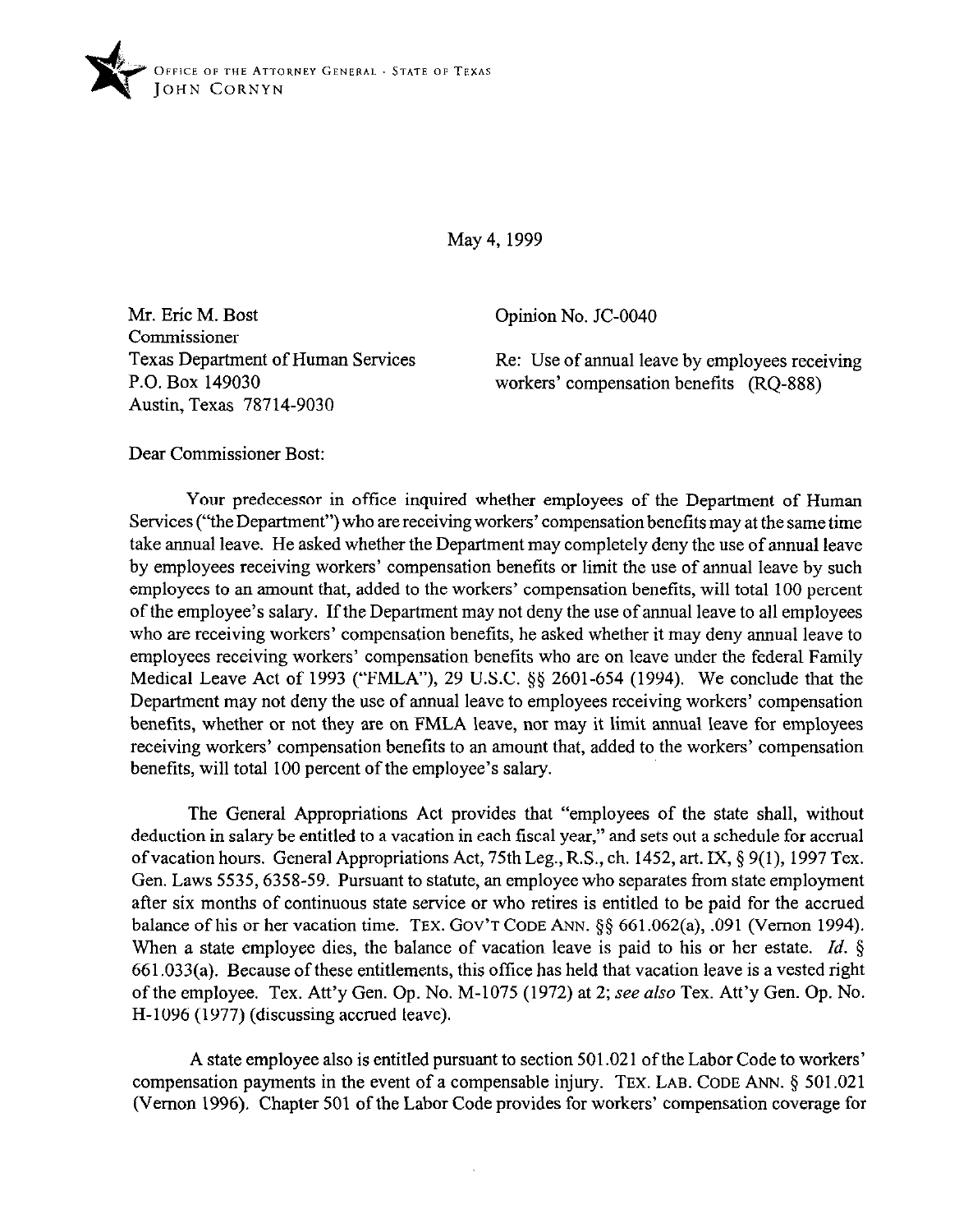OFFICE OF THE ATTORNEY GENERAL · STATE OF TEXAS
JOHN CORNYN

May 4, 1999

Mr. Eric M. Bost
Commissioner
Texas Department of Human Services
P.O. Box 149030
Austin, Texas 78714-9030

Opinion No. JC-0040

Re: Use of annual leave by employees receiving workers' compensation benefits (RQ-888)

Dear Commissioner Bost:

Your predecessor in office inquired whether employees of the Department of Human Services ("the Department") who are receiving workers' compensation benefits may at the same time take annual leave. He asked whether the Department may completely deny the use of annual leave by employees receiving workers' compensation benefits or limit the use of annual leave by such employees to an amount that, added to the workers' compensation benefits, will total 100 percent of the employee's salary. If the Department may not deny the use of annual leave to all employees who are receiving workers' compensation benefits, he asked whether it may deny annual leave to employees receiving workers' compensation benefits who are on leave under the federal Family Medical Leave Act of 1993 ("FMLA"), 29 U.S.C. §§ 2601-654 (1994). We conclude that the Department may not deny the use of annual leave to employees receiving workers' compensation benefits, whether or not they are on FMLA leave, nor may it limit annual leave for employees receiving workers' compensation benefits to an amount that, added to the workers' compensation benefits, will total 100 percent of the employee's salary.

The General Appropriations Act provides that "employees of the state shall, without deduction in salary be entitled to a vacation in each fiscal year," and sets out a schedule for accrual of vacation hours. General Appropriations Act, 75th Leg., R.S., ch. 1452, art. IX, § 9(1), 1997 Tex. Gen. Laws 5535, 6358-59. Pursuant to statute, an employee who separates from state employment after six months of continuous state service or who retires is entitled to be paid for the accrued balance of his or her vacation time. TEX. GOV'T CODE ANN. §§ 661.062(a), .091 (Vernon 1994). When a state employee dies, the balance of vacation leave is paid to his or her estate. *Id.* § 661.033(a). Because of these entitlements, this office has held that vacation leave is a vested right of the employee. Tex. Att'y Gen. Op. No. M-1075 (1972) at 2; *see also* Tex. Att'y Gen. Op. No. H-1096 (1977) (discussing accrued leave).

A state employee also is entitled pursuant to section 501.021 of the Labor Code to workers' compensation payments in the event of a compensable injury. TEX. LAB. CODE ANN. § 501.021 (Vernon 1996). Chapter 501 of the Labor Code provides for workers' compensation coverage for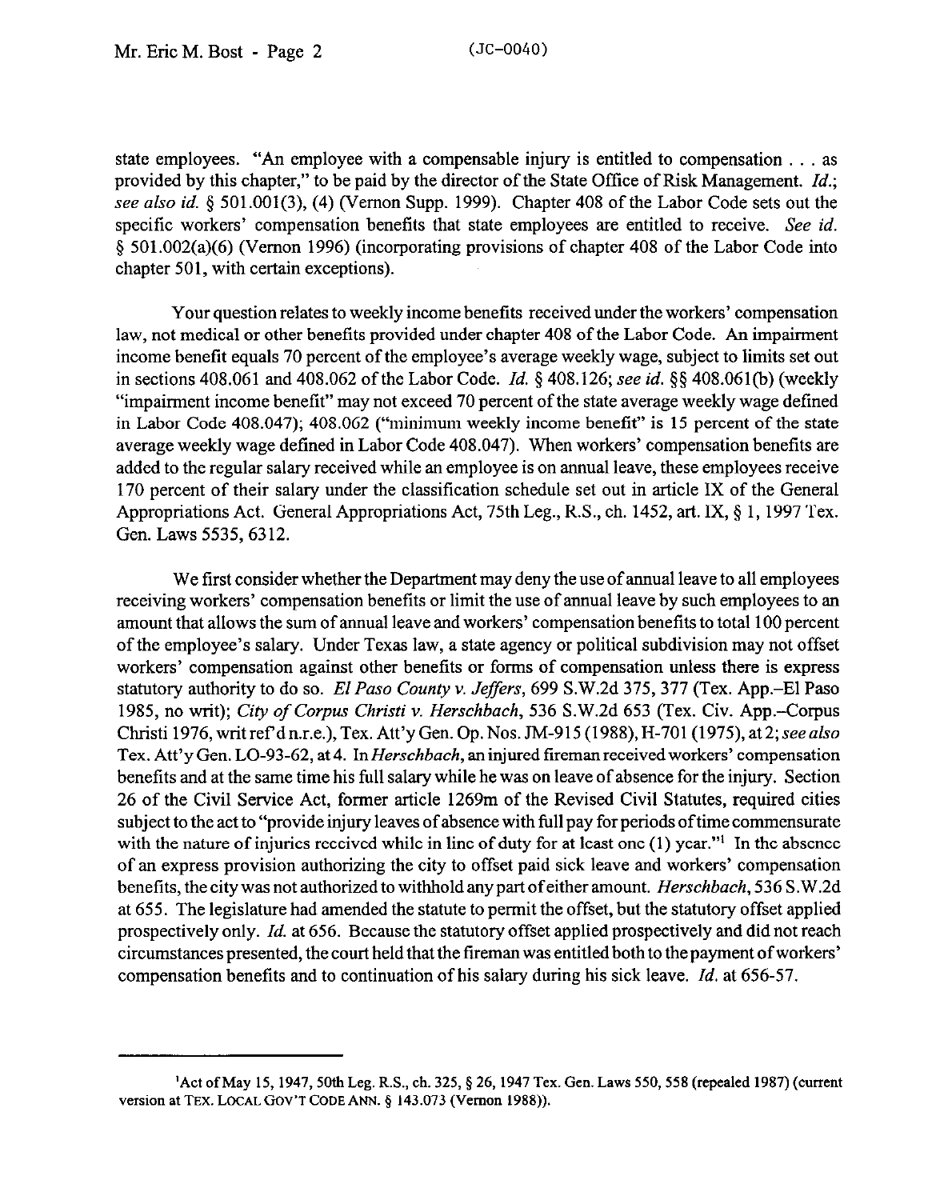state employees. "An employee with a compensable injury is entitled to compensation . . . as provided by this chapter," to be paid by the director of the State Office of Risk Management. *Id.*; *see also id.* § 501.001(3), (4) (Vernon Supp. 1999). Chapter 408 of the Labor Code sets out the specific workers' compensation benefits that state employees are entitled to receive. *See id.* § 501.002(a)(6) (Vernon 1996) (incorporating provisions of chapter 408 of the Labor Code into chapter 501, with certain exceptions).

Your question relates to weekly income benefits received under the workers' compensation law, not medical or other benefits provided under chapter 408 of the Labor Code. An impairment income benefit equals 70 percent of the employee's average weekly wage, subject to limits set out in sections 408.061 and 408.062 of the Labor Code. *Id.* § 408.126; *see id.* §§ 408.061(b) (weekly "impairment income benefit" may not exceed 70 percent of the state average weekly wage defined in Labor Code 408.047); 408.062 ("minimum weekly income benefit" is 15 percent of the state average weekly wage defined in Labor Code 408.047). When workers' compensation benefits are added to the regular salary received while an employee is on annual leave, these employees receive 170 percent of their salary under the classification schedule set out in article IX of the General Appropriations Act. General Appropriations Act, 75th Leg., R.S., ch. 1452, art. IX, § 1, 1997 Tex. Gen. Laws 5535, 6312.

We first consider whether the Department may deny the use of annual leave to all employees receiving workers' compensation benefits or limit the use of annual leave by such employees to an amount that allows the sum of annual leave and workers' compensation benefits to total 100 percent of the employee's salary. Under Texas law, a state agency or political subdivision may not offset workers' compensation against other benefits or forms of compensation unless there is express statutory authority to do so. *El Paso County v. Jeffers*, 699 S.W.2d 375, 377 (Tex. App.–El Paso 1985, no writ); *City of Corpus Christi v. Herschbach*, 536 S.W.2d 653 (Tex. Civ. App.–Corpus Christi 1976, writ ref'd n.r.e.), Tex. Att'y Gen. Op. Nos. JM-915 (1988), H-701 (1975), at 2; *see also* Tex. Att'y Gen. LO-93-62, at 4. In *Herschbach*, an injured fireman received workers' compensation benefits and at the same time his full salary while he was on leave of absence for the injury. Section 26 of the Civil Service Act, former article 1269m of the Revised Civil Statutes, required cities subject to the act to "provide injury leaves of absence with full pay for periods of time commensurate with the nature of injuries received while in line of duty for at least one (1) year."[1] In the absence of an express provision authorizing the city to offset paid sick leave and workers' compensation benefits, the city was not authorized to withhold any part of either amount. *Herschbach*, 536 S.W.2d at 655. The legislature had amended the statute to permit the offset, but the statutory offset applied prospectively only. *Id.* at 656. Because the statutory offset applied prospectively and did not reach circumstances presented, the court held that the fireman was entitled both to the payment of workers' compensation benefits and to continuation of his salary during his sick leave. *Id.* at 656-57.

---

[1]Act of May 15, 1947, 50th Leg. R.S., ch. 325, § 26, 1947 Tex. Gen. Laws 550, 558 (repealed 1987) (current version at TEX. LOCAL GOV'T CODE ANN. § 143.073 (Vernon 1988)).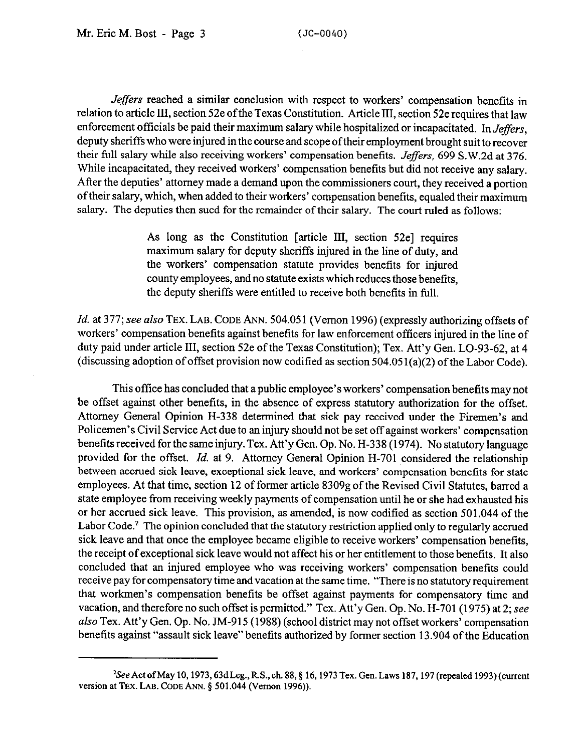*Jeffers* reached a similar conclusion with respect to workers' compensation benefits in relation to article III, section 52e of the Texas Constitution. Article III, section 52e requires that law enforcement officials be paid their maximum salary while hospitalized or incapacitated. In *Jeffers*, deputy sheriffs who were injured in the course and scope of their employment brought suit to recover their full salary while also receiving workers' compensation benefits. *Jeffers*, 699 S.W.2d at 376. While incapacitated, they received workers' compensation benefits but did not receive any salary. After the deputies' attorney made a demand upon the commissioners court, they received a portion of their salary, which, when added to their workers' compensation benefits, equaled their maximum salary. The deputies then sued for the remainder of their salary. The court ruled as follows:

> As long as the Constitution [article III, section 52e] requires maximum salary for deputy sheriffs injured in the line of duty, and the workers' compensation statute provides benefits for injured county employees, and no statute exists which reduces those benefits, the deputy sheriffs were entitled to receive both benefits in full.

*Id.* at 377; *see also* TEX. LAB. CODE ANN. 504.051 (Vernon 1996) (expressly authorizing offsets of workers' compensation benefits against benefits for law enforcement officers injured in the line of duty paid under article III, section 52e of the Texas Constitution); Tex. Att'y Gen. LO-93-62, at 4 (discussing adoption of offset provision now codified as section 504.051(a)(2) of the Labor Code).

This office has concluded that a public employee's workers' compensation benefits may not be offset against other benefits, in the absence of express statutory authorization for the offset. Attorney General Opinion H-338 determined that sick pay received under the Firemen's and Policemen's Civil Service Act due to an injury should not be set off against workers' compensation benefits received for the same injury. Tex. Att'y Gen. Op. No. H-338 (1974). No statutory language provided for the offset. *Id.* at 9. Attorney General Opinion H-701 considered the relationship between accrued sick leave, exceptional sick leave, and workers' compensation benefits for state employees. At that time, section 12 of former article 8309g of the Revised Civil Statutes, barred a state employee from receiving weekly payments of compensation until he or she had exhausted his or her accrued sick leave. This provision, as amended, is now codified as section 501.044 of the Labor Code.[2] The opinion concluded that the statutory restriction applied only to regularly accrued sick leave and that once the employee became eligible to receive workers' compensation benefits, the receipt of exceptional sick leave would not affect his or her entitlement to those benefits. It also concluded that an injured employee who was receiving workers' compensation benefits could receive pay for compensatory time and vacation at the same time. "There is no statutory requirement that workmen's compensation benefits be offset against payments for compensatory time and vacation, and therefore no such offset is permitted." Tex. Att'y Gen. Op. No. H-701 (1975) at 2; *see also* Tex. Att'y Gen. Op. No. JM-915 (1988) (school district may not offset workers' compensation benefits against "assault sick leave" benefits authorized by former section 13.904 of the Education

---

[2] *See* Act of May 10, 1973, 63d Leg., R.S., ch. 88, § 16, 1973 Tex. Gen. Laws 187, 197 (repealed 1993) (current version at TEX. LAB. CODE ANN. § 501.044 (Vernon 1996)).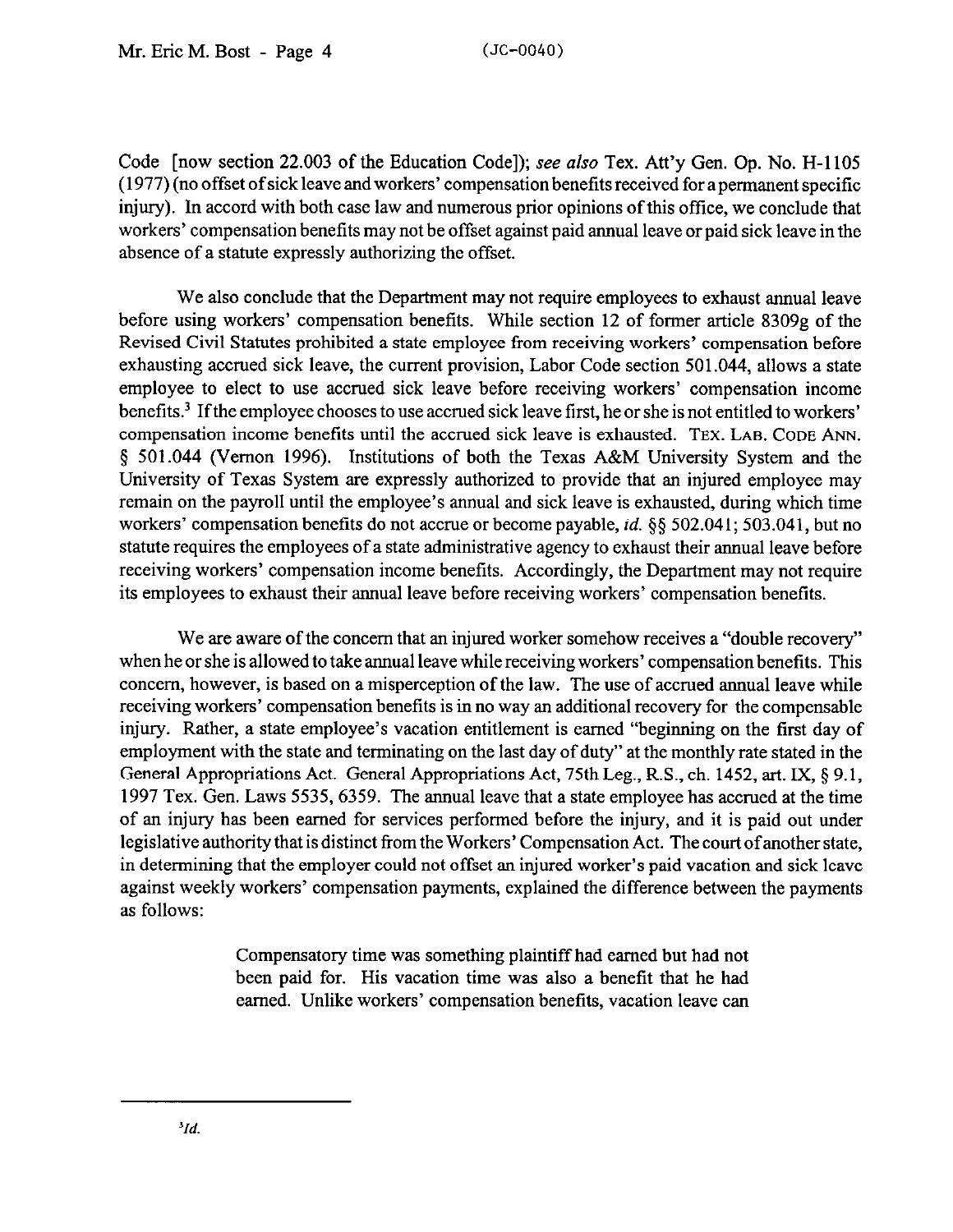Code [now section 22.003 of the Education Code]); *see also* Tex. Att'y Gen. Op. No. H-1105 (1977) (no offset of sick leave and workers' compensation benefits received for a permanent specific injury). In accord with both case law and numerous prior opinions of this office, we conclude that workers' compensation benefits may not be offset against paid annual leave or paid sick leave in the absence of a statute expressly authorizing the offset.

We also conclude that the Department may not require employees to exhaust annual leave before using workers' compensation benefits. While section 12 of former article 8309g of the Revised Civil Statutes prohibited a state employee from receiving workers' compensation before exhausting accrued sick leave, the current provision, Labor Code section 501.044, allows a state employee to elect to use accrued sick leave before receiving workers' compensation income benefits.[3] If the employee chooses to use accrued sick leave first, he or she is not entitled to workers' compensation income benefits until the accrued sick leave is exhausted. TEX. LAB. CODE ANN. § 501.044 (Vernon 1996). Institutions of both the Texas A&M University System and the University of Texas System are expressly authorized to provide that an injured employee may remain on the payroll until the employee's annual and sick leave is exhausted, during which time workers' compensation benefits do not accrue or become payable, *id.* §§ 502.041; 503.041, but no statute requires the employees of a state administrative agency to exhaust their annual leave before receiving workers' compensation income benefits. Accordingly, the Department may not require its employees to exhaust their annual leave before receiving workers' compensation benefits.

We are aware of the concern that an injured worker somehow receives a "double recovery" when he or she is allowed to take annual leave while receiving workers' compensation benefits. This concern, however, is based on a misperception of the law. The use of accrued annual leave while receiving workers' compensation benefits is in no way an additional recovery for the compensable injury. Rather, a state employee's vacation entitlement is earned "beginning on the first day of employment with the state and terminating on the last day of duty" at the monthly rate stated in the General Appropriations Act. General Appropriations Act, 75th Leg., R.S., ch. 1452, art. IX, § 9.1, 1997 Tex. Gen. Laws 5535, 6359. The annual leave that a state employee has accrued at the time of an injury has been earned for services performed before the injury, and it is paid out under legislative authority that is distinct from the Workers' Compensation Act. The court of another state, in determining that the employer could not offset an injured worker's paid vacation and sick leave against weekly workers' compensation payments, explained the difference between the payments as follows:

> Compensatory time was something plaintiff had earned but had not been paid for. His vacation time was also a benefit that he had earned. Unlike workers' compensation benefits, vacation leave can

---

[3] *Id.*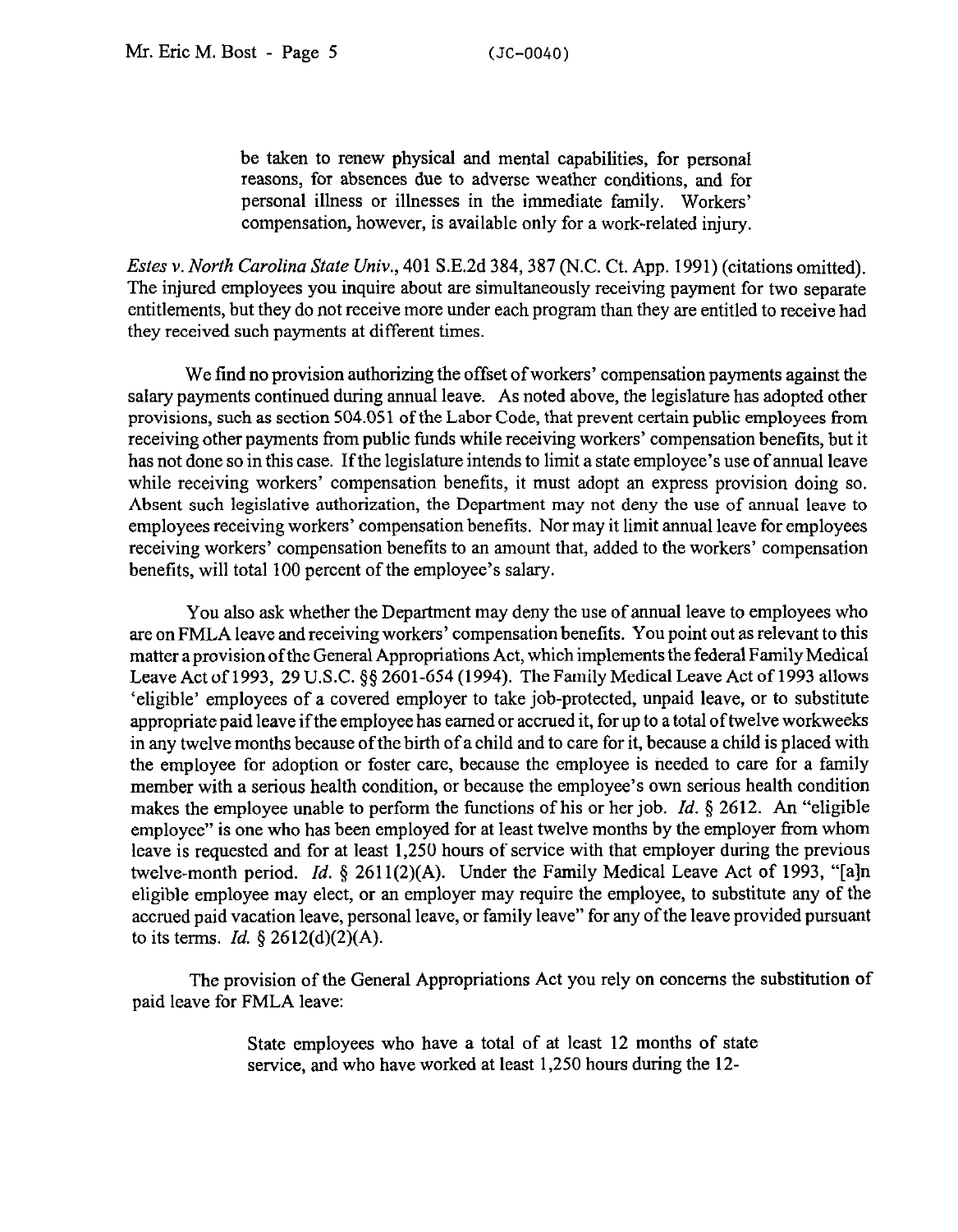> be taken to renew physical and mental capabilities, for personal reasons, for absences due to adverse weather conditions, and for personal illness or illnesses in the immediate family. Workers' compensation, however, is available only for a work-related injury.

*Estes v. North Carolina State Univ.*, 401 S.E.2d 384, 387 (N.C. Ct. App. 1991) (citations omitted). The injured employees you inquire about are simultaneously receiving payment for two separate entitlements, but they do not receive more under each program than they are entitled to receive had they received such payments at different times.

We find no provision authorizing the offset of workers' compensation payments against the salary payments continued during annual leave. As noted above, the legislature has adopted other provisions, such as section 504.051 of the Labor Code, that prevent certain public employees from receiving other payments from public funds while receiving workers' compensation benefits, but it has not done so in this case. If the legislature intends to limit a state employee's use of annual leave while receiving workers' compensation benefits, it must adopt an express provision doing so. Absent such legislative authorization, the Department may not deny the use of annual leave to employees receiving workers' compensation benefits. Nor may it limit annual leave for employees receiving workers' compensation benefits to an amount that, added to the workers' compensation benefits, will total 100 percent of the employee's salary.

You also ask whether the Department may deny the use of annual leave to employees who are on FMLA leave and receiving workers' compensation benefits. You point out as relevant to this matter a provision of the General Appropriations Act, which implements the federal Family Medical Leave Act of 1993, 29 U.S.C. §§ 2601-654 (1994). The Family Medical Leave Act of 1993 allows 'eligible' employees of a covered employer to take job-protected, unpaid leave, or to substitute appropriate paid leave if the employee has earned or accrued it, for up to a total of twelve workweeks in any twelve months because of the birth of a child and to care for it, because a child is placed with the employee for adoption or foster care, because the employee is needed to care for a family member with a serious health condition, or because the employee's own serious health condition makes the employee unable to perform the functions of his or her job. *Id.* § 2612. An "eligible employee" is one who has been employed for at least twelve months by the employer from whom leave is requested and for at least 1,250 hours of service with that employer during the previous twelve-month period. *Id.* § 2611(2)(A). Under the Family Medical Leave Act of 1993, "[a]n eligible employee may elect, or an employer may require the employee, to substitute any of the accrued paid vacation leave, personal leave, or family leave" for any of the leave provided pursuant to its terms. *Id.* § 2612(d)(2)(A).

The provision of the General Appropriations Act you rely on concerns the substitution of paid leave for FMLA leave:

> State employees who have a total of at least 12 months of state service, and who have worked at least 1,250 hours during the 12-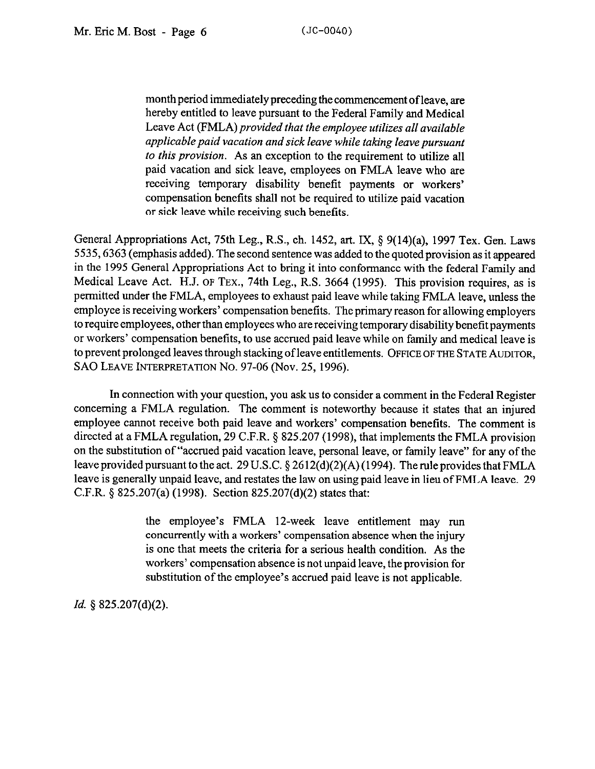> month period immediately preceding the commencement of leave, are hereby entitled to leave pursuant to the Federal Family and Medical Leave Act (FMLA) *provided that the employee utilizes all available applicable paid vacation and sick leave while taking leave pursuant to this provision.* As an exception to the requirement to utilize all paid vacation and sick leave, employees on FMLA leave who are receiving temporary disability benefit payments or workers' compensation benefits shall not be required to utilize paid vacation or sick leave while receiving such benefits.

General Appropriations Act, 75th Leg., R.S., ch. 1452, art. IX, § 9(14)(a), 1997 Tex. Gen. Laws 5535, 6363 (emphasis added). The second sentence was added to the quoted provision as it appeared in the 1995 General Appropriations Act to bring it into conformance with the federal Family and Medical Leave Act. H.J. OF TEX., 74th Leg., R.S. 3664 (1995). This provision requires, as is permitted under the FMLA, employees to exhaust paid leave while taking FMLA leave, unless the employee is receiving workers' compensation benefits. The primary reason for allowing employers to require employees, other than employees who are receiving temporary disability benefit payments or workers' compensation benefits, to use accrued paid leave while on family and medical leave is to prevent prolonged leaves through stacking of leave entitlements. OFFICE OF THE STATE AUDITOR, SAO LEAVE INTERPRETATION NO. 97-06 (Nov. 25, 1996).

In connection with your question, you ask us to consider a comment in the Federal Register concerning a FMLA regulation. The comment is noteworthy because it states that an injured employee cannot receive both paid leave and workers' compensation benefits. The comment is directed at a FMLA regulation, 29 C.F.R. § 825.207 (1998), that implements the FMLA provision on the substitution of "accrued paid vacation leave, personal leave, or family leave" for any of the leave provided pursuant to the act. 29 U.S.C. § 2612(d)(2)(A) (1994). The rule provides that FMLA leave is generally unpaid leave, and restates the law on using paid leave in lieu of FMLA leave. 29 C.F.R. § 825.207(a) (1998). Section 825.207(d)(2) states that:

> the employee's FMLA 12-week leave entitlement may run concurrently with a workers' compensation absence when the injury is one that meets the criteria for a serious health condition. As the workers' compensation absence is not unpaid leave, the provision for substitution of the employee's accrued paid leave is not applicable.

*Id.* § 825.207(d)(2).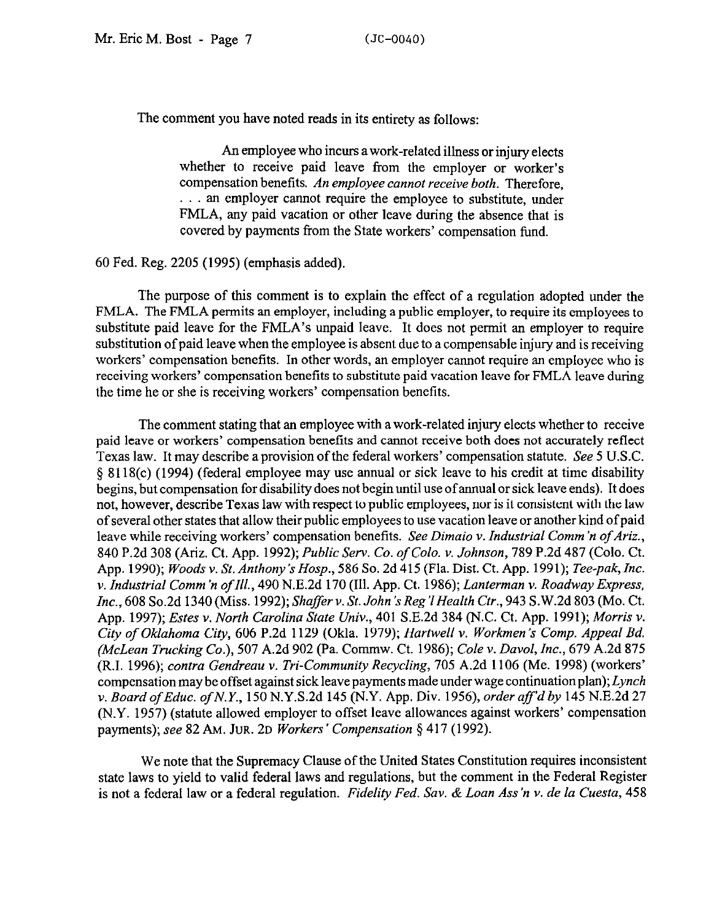The comment you have noted reads in its entirety as follows:

> An employee who incurs a work-related illness or injury elects whether to receive paid leave from the employer or worker's compensation benefits. *An employee cannot receive both.* Therefore, . . . an employer cannot require the employee to substitute, under FMLA, any paid vacation or other leave during the absence that is covered by payments from the State workers' compensation fund.

60 Fed. Reg. 2205 (1995) (emphasis added).

The purpose of this comment is to explain the effect of a regulation adopted under the FMLA. The FMLA permits an employer, including a public employer, to require its employees to substitute paid leave for the FMLA's unpaid leave. It does not permit an employer to require substitution of paid leave when the employee is absent due to a compensable injury and is receiving workers' compensation benefits. In other words, an employer cannot require an employee who is receiving workers' compensation benefits to substitute paid vacation leave for FMLA leave during the time he or she is receiving workers' compensation benefits.

The comment stating that an employee with a work-related injury elects whether to receive paid leave or workers' compensation benefits and cannot receive both does not accurately reflect Texas law. It may describe a provision of the federal workers' compensation statute. *See* 5 U.S.C. § 8118(c) (1994) (federal employee may use annual or sick leave to his credit at time disability begins, but compensation for disability does not begin until use of annual or sick leave ends). It does not, however, describe Texas law with respect to public employees, nor is it consistent with the law of several other states that allow their public employees to use vacation leave or another kind of paid leave while receiving workers' compensation benefits. *See Dimaio v. Industrial Comm'n of Ariz.*, 840 P.2d 308 (Ariz. Ct. App. 1992); *Public Serv. Co. of Colo. v. Johnson*, 789 P.2d 487 (Colo. Ct. App. 1990); *Woods v. St. Anthony's Hosp.*, 586 So. 2d 415 (Fla. Dist. Ct. App. 1991); *Tee-pak, Inc. v. Industrial Comm'n of Ill.*, 490 N.E.2d 170 (Ill. App. Ct. 1986); *Lanterman v. Roadway Express, Inc.*, 608 So.2d 1340 (Miss. 1992); *Shaffer v. St. John's Reg'l Health Ctr.*, 943 S.W.2d 803 (Mo. Ct. App. 1997); *Estes v. North Carolina State Univ.*, 401 S.E.2d 384 (N.C. Ct. App. 1991); *Morris v. City of Oklahoma City*, 606 P.2d 1129 (Okla. 1979); *Hartwell v. Workmen's Comp. Appeal Bd. (McLean Trucking Co.)*, 507 A.2d 902 (Pa. Commw. Ct. 1986); *Cole v. Davol, Inc.*, 679 A.2d 875 (R.I. 1996); *contra Gendreau v. Tri-Community Recycling*, 705 A.2d 1106 (Me. 1998) (workers' compensation may be offset against sick leave payments made under wage continuation plan); *Lynch v. Board of Educ. of N.Y.*, 150 N.Y.S.2d 145 (N.Y. App. Div. 1956), *order aff'd by* 145 N.E.2d 27 (N.Y. 1957) (statute allowed employer to offset leave allowances against workers' compensation payments); *see* 82 AM. JUR. 2D *Workers' Compensation* § 417 (1992).

We note that the Supremacy Clause of the United States Constitution requires inconsistent state laws to yield to valid federal laws and regulations, but the comment in the Federal Register is not a federal law or a federal regulation. *Fidelity Fed. Sav. & Loan Ass'n v. de la Cuesta*, 458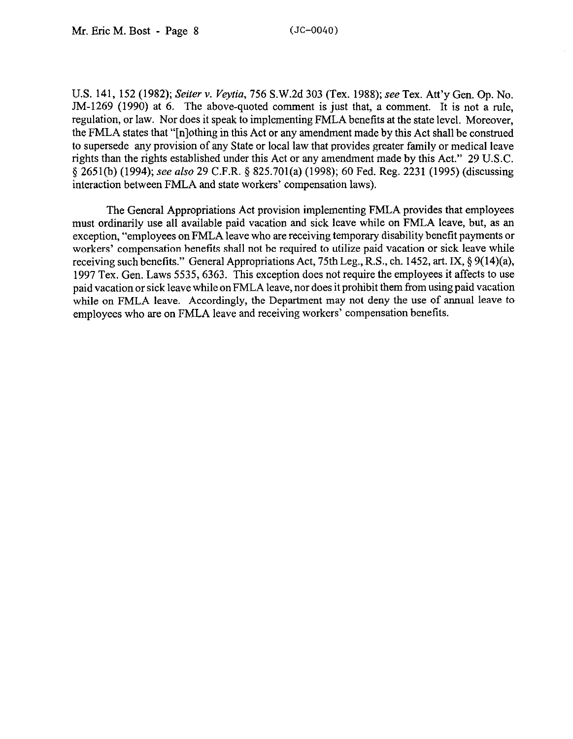U.S. 141, 152 (1982); *Seiter v. Veytia*, 756 S.W.2d 303 (Tex. 1988); *see* Tex. Att'y Gen. Op. No. JM-1269 (1990) at 6. The above-quoted comment is just that, a comment. It is not a rule, regulation, or law. Nor does it speak to implementing FMLA benefits at the state level. Moreover, the FMLA states that "[n]othing in this Act or any amendment made by this Act shall be construed to supersede any provision of any State or local law that provides greater family or medical leave rights than the rights established under this Act or any amendment made by this Act." 29 U.S.C. § 2651(b) (1994); *see also* 29 C.F.R. § 825.701(a) (1998); 60 Fed. Reg. 2231 (1995) (discussing interaction between FMLA and state workers' compensation laws).

The General Appropriations Act provision implementing FMLA provides that employees must ordinarily use all available paid vacation and sick leave while on FMLA leave, but, as an exception, "employees on FMLA leave who are receiving temporary disability benefit payments or workers' compensation benefits shall not be required to utilize paid vacation or sick leave while receiving such benefits." General Appropriations Act, 75th Leg., R.S., ch. 1452, art. IX, § 9(14)(a), 1997 Tex. Gen. Laws 5535, 6363. This exception does not require the employees it affects to use paid vacation or sick leave while on FMLA leave, nor does it prohibit them from using paid vacation while on FMLA leave. Accordingly, the Department may not deny the use of annual leave to employees who are on FMLA leave and receiving workers' compensation benefits.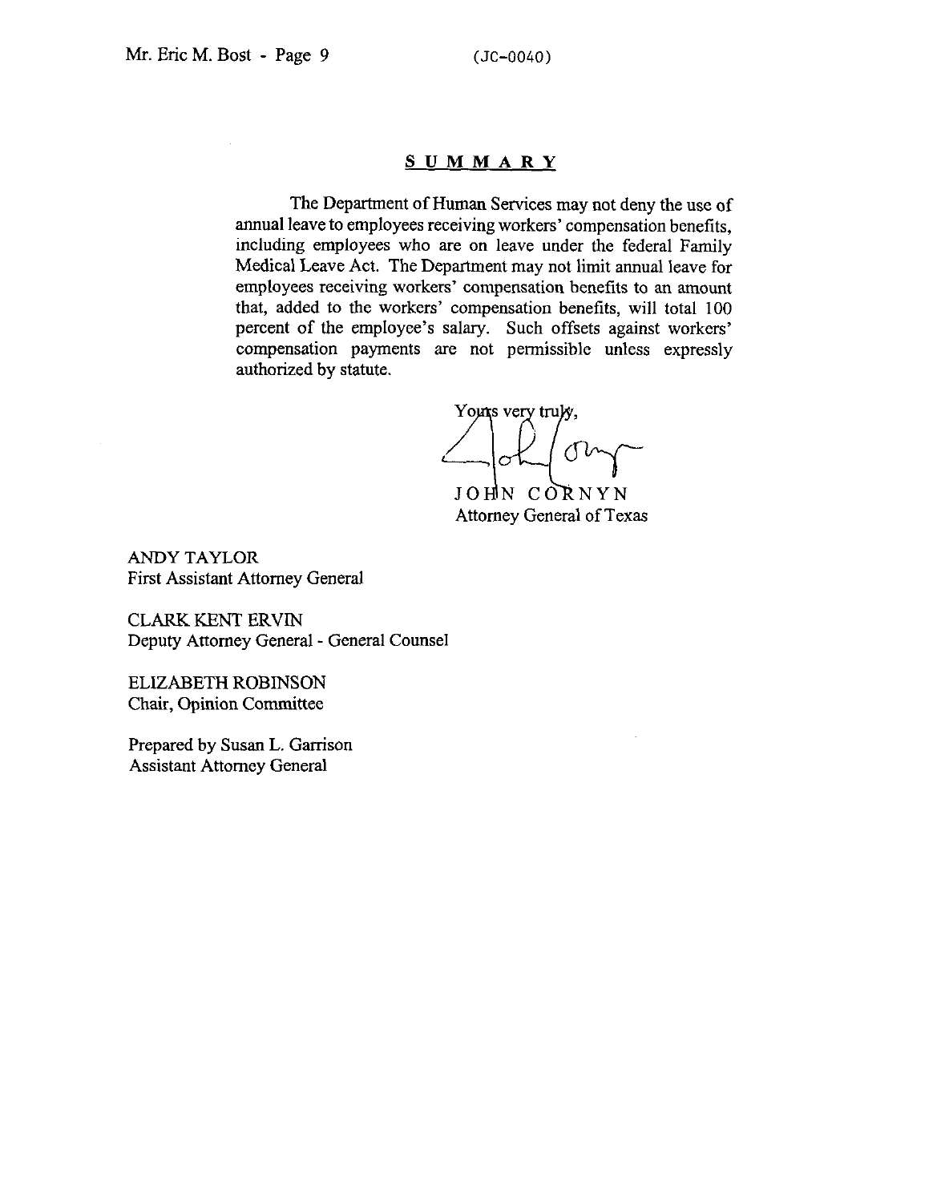## SUMMARY

The Department of Human Services may not deny the use of annual leave to employees receiving workers' compensation benefits, including employees who are on leave under the federal Family Medical Leave Act. The Department may not limit annual leave for employees receiving workers' compensation benefits to an amount that, added to the workers' compensation benefits, will total 100 percent of the employee's salary. Such offsets against workers' compensation payments are not permissible unless expressly authorized by statute.

Yours very truly,

JOHN CORNYN
Attorney General of Texas

ANDY TAYLOR
First Assistant Attorney General

CLARK KENT ERVIN
Deputy Attorney General - General Counsel

ELIZABETH ROBINSON
Chair, Opinion Committee

Prepared by Susan L. Garrison
Assistant Attorney General